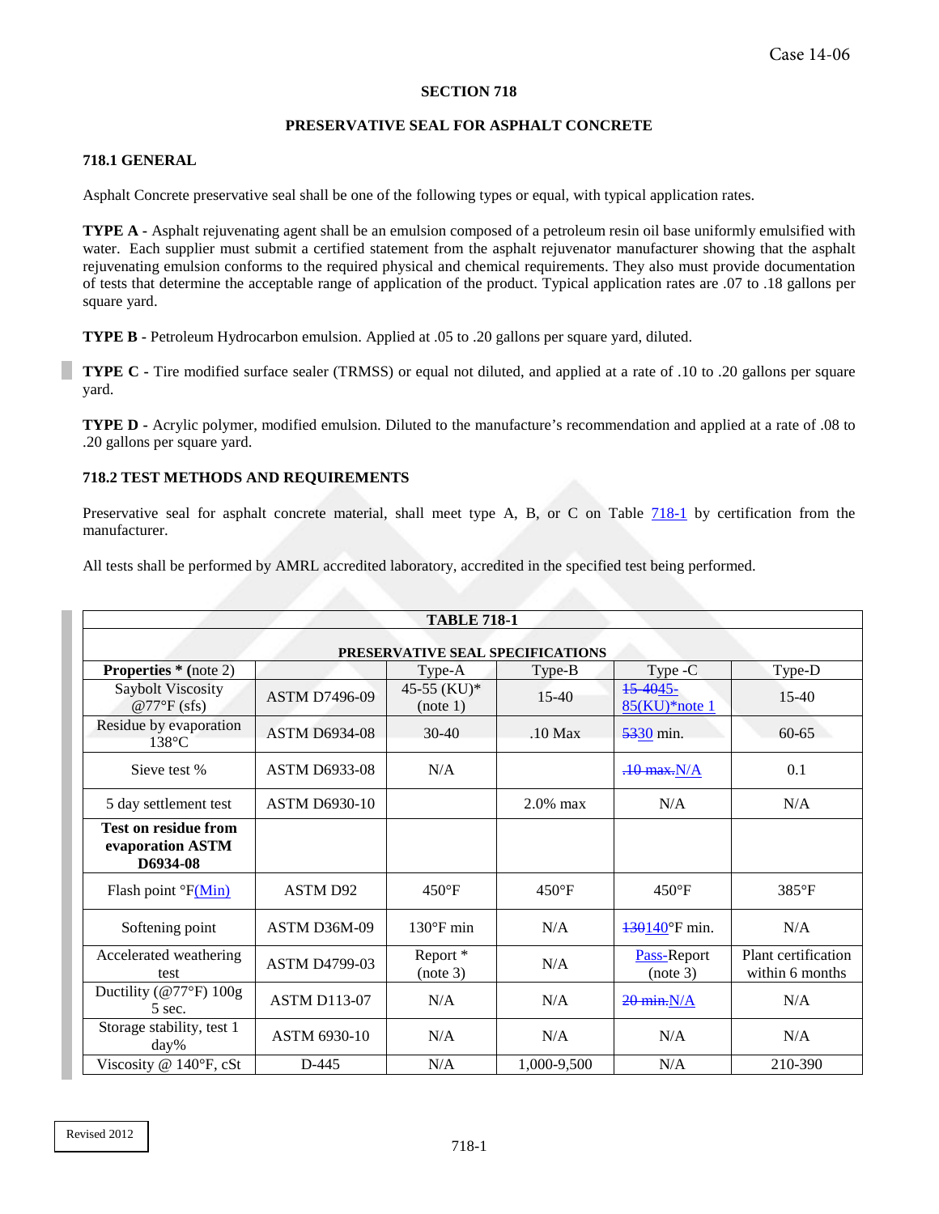### SECTION 718

### PRESERVATIVE SEAL FOR ASPHALT CONCRETE

#### 718.1 GENERAL

Asphalt Concrete preservative seal shall be one of the following types or equal, with typical application rates.

**TYPE A** - Asphalt rejuvenating agent shall be an emulsion composed of a petroleum resin oil base uniformly emulsified with water. Each supplier must submit a certified statement from the asphalt rejuvenator manufacturer showing that the asphalt rejuvenating emulsion conforms to the required physical and chemical requirements. They also must provide documentation of tests that determine the acceptable range of application of the product. Typical application rates are .07 to .18 gallons per square yard.

**TYPE B** - Petroleum Hydrocarbon emulsion. Applied at .05 to .20 gallons per square yard, diluted.

**TYPE C** - Tire modified surface sealer (TRMSS) or equal not diluted, and applied at a rate of .10 to .20 gallons per square yard.

**TYPE D** - Acrylic polymer, modified emulsion. Diluted to the manufacture's recommendation and applied at a rate of .08 to .20 gallons per square yard.

#### 718.2 TEST METHODS AND REQUIREMENTS

Preservative seal for asphalt concrete material, shall meet type A, B, or C on Table 718-1 by certification from the manufacturer.

All tests shall be performed by AMRL accredited laboratory, accredited in the specified test being performed.

**TABLE 718-1**

**PRESERVATIVE SEAL SPECIFICATIONS**

| **Properties * (note 2)** | | Type-A | Type-B | Type -C | Type-D |
|---|---|---|---|---|---|
| Saybolt Viscosity @77°F (sfs) | ASTM D7496-09 | 45-55 (KU)* (note 1) | 15-40 | ~~15-40~~45-85(KU)*note 1 | 15-40 |
| Residue by evaporation 138°C | ASTM D6934-08 | 30-40 | .10 Max | ~~53~~30 min. | 60-65 |
| Sieve test % | ASTM D6933-08 | N/A | | ~~.10 max.~~N/A | 0.1 |
| 5 day settlement test | ASTM D6930-10 | | 2.0% max | N/A | N/A |
| **Test on residue from evaporation ASTM D6934-08** | | | | | |
| Flash point °F(Min) | ASTM D92 | 450°F | 450°F | 450°F | 385°F |
| Softening point | ASTM D36M-09 | 130°F min | N/A | ~~130~~140°F min. | N/A |
| Accelerated weathering test | ASTM D4799-03 | Report * (note 3) | N/A | Pass-Report (note 3) | Plant certification within 6 months |
| Ductility (@77°F) 100g 5 sec. | ASTM D113-07 | N/A | N/A | ~~20 min.~~N/A | N/A |
| Storage stability, test 1 day% | ASTM 6930-10 | N/A | N/A | N/A | N/A |
| Viscosity @ 140°F, cSt | D-445 | N/A | 1,000-9,500 | N/A | 210-390 |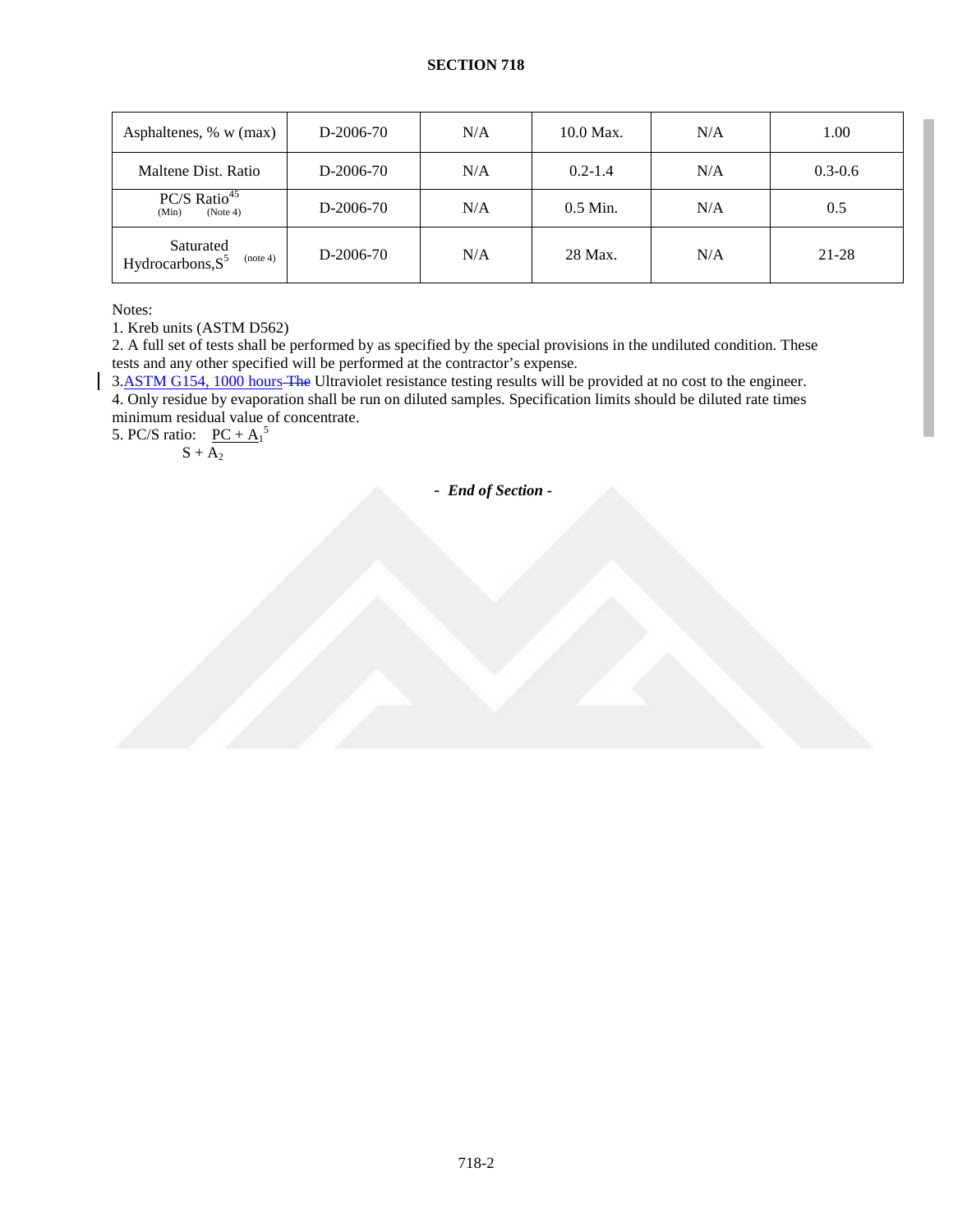# SECTION 718

| | | | | | |
|---|---|---|---|---|---|
| Asphaltenes, % w (max) | D-2006-70 | N/A | 10.0 Max. | N/A | 1.00 |
| Maltene Dist. Ratio | D-2006-70 | N/A | 0.2-1.4 | N/A | 0.3-0.6 |
| PC/S Ratio[45] (Min) (Note 4) | D-2006-70 | N/A | 0.5 Min. | N/A | 0.5 |
| Saturated Hydrocarbons,S[5] (note 4) | D-2006-70 | N/A | 28 Max. | N/A | 21-28 |

Notes:

1. Kreb units (ASTM D562)
2. A full set of tests shall be performed by as specified by the special provisions in the undiluted condition. These tests and any other specified will be performed at the contractor's expense.
3. ASTM G154, 1000 hours ~~The~~ Ultraviolet resistance testing results will be provided at no cost to the engineer.
4. Only residue by evaporation shall be run on diluted samples. Specification limits should be diluted rate times minimum residual value of concentrate.
5. PC/S ratio: $\frac{PC + A_1}{S + A_2}$[5]

*- End of Section -*